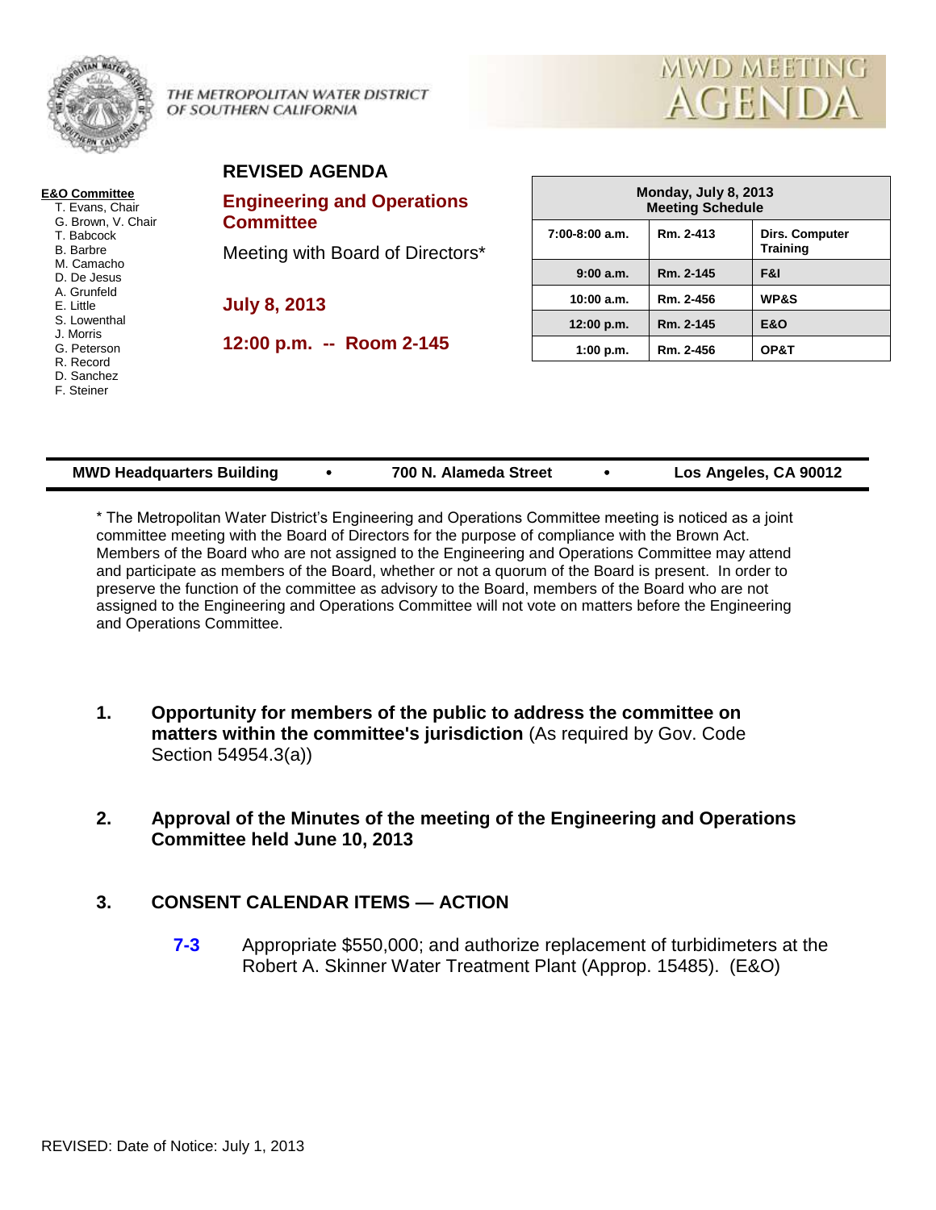THE METROPOLITAN WATER DISTRICT OF SOUTHERN CALIFORNIA

# MWD MEETING AGENDA

**E&O Committee**
- T. Evans, Chair
- G. Brown, V. Chair
- T. Babcock
- B. Barbre
- M. Camacho
- D. De Jesus
- A. Grunfeld
- E. Little
- S. Lowenthal
- J. Morris
- G. Peterson
- R. Record
- D. Sanchez
- F. Steiner

## REVISED AGENDA

## Engineering and Operations Committee

Meeting with Board of Directors*

**July 8, 2013**

**12:00 p.m. -- Room 2-145**

| Monday, July 8, 2013 Meeting Schedule | | |
|---|---|---|
| 7:00-8:00 a.m. | Rm. 2-413 | Dirs. Computer Training |
| 9:00 a.m. | Rm. 2-145 | F&I |
| 10:00 a.m. | Rm. 2-456 | WP&S |
| 12:00 p.m. | Rm. 2-145 | E&O |
| 1:00 p.m. | Rm. 2-456 | OP&T |

**MWD Headquarters Building • 700 N. Alameda Street • Los Angeles, CA 90012**

* The Metropolitan Water District's Engineering and Operations Committee meeting is noticed as a joint committee meeting with the Board of Directors for the purpose of compliance with the Brown Act. Members of the Board who are not assigned to the Engineering and Operations Committee may attend and participate as members of the Board, whether or not a quorum of the Board is present. In order to preserve the function of the committee as advisory to the Board, members of the Board who are not assigned to the Engineering and Operations Committee will not vote on matters before the Engineering and Operations Committee.

1. **Opportunity for members of the public to address the committee on matters within the committee's jurisdiction** (As required by Gov. Code Section 54954.3(a))

2. **Approval of the Minutes of the meeting of the Engineering and Operations Committee held June 10, 2013**

3. **CONSENT CALENDAR ITEMS — ACTION**

   **7-3** Appropriate $550,000; and authorize replacement of turbidimeters at the Robert A. Skinner Water Treatment Plant (Approp. 15485). (E&O)

REVISED: Date of Notice: July 1, 2013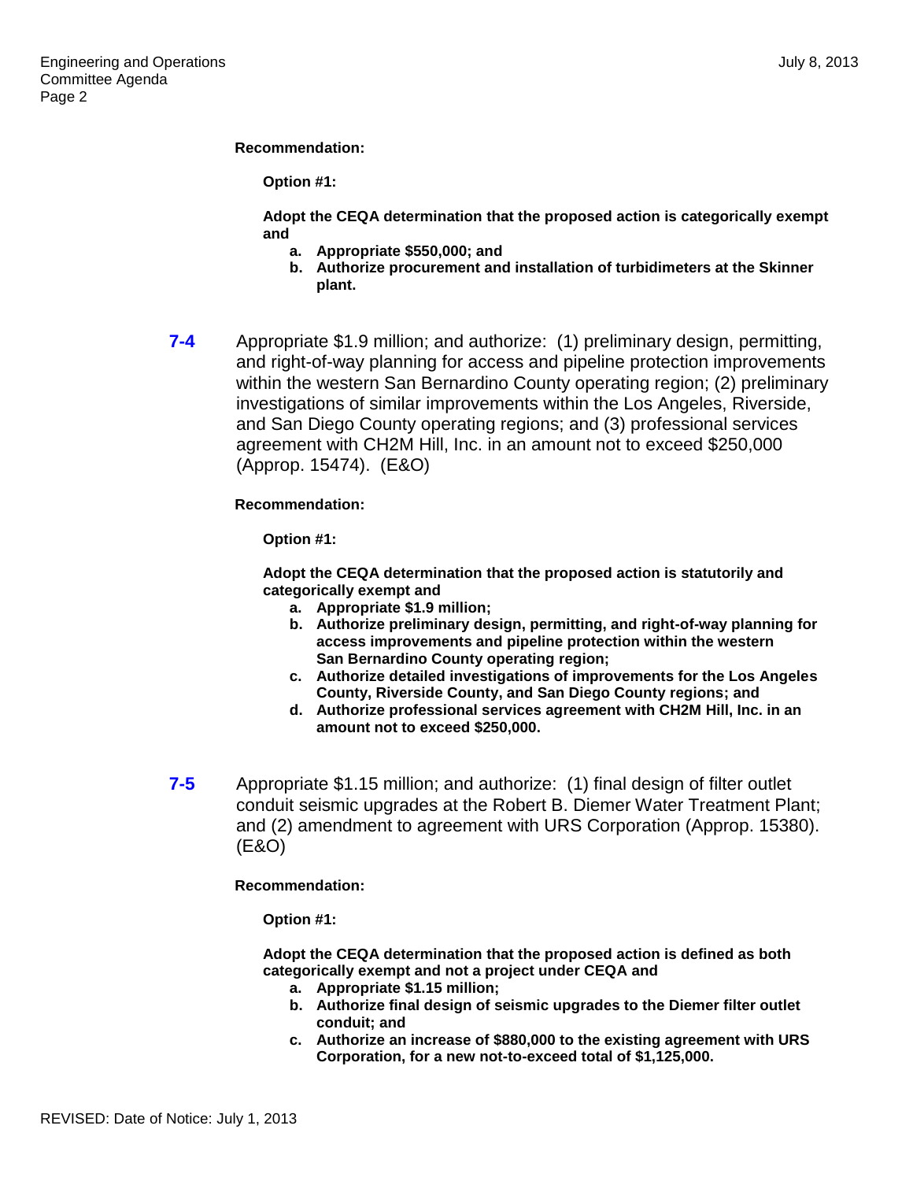**Recommendation:**

**Option #1:**

**Adopt the CEQA determination that the proposed action is categorically exempt and**

- **a. Appropriate $550,000; and**
- **b. Authorize procurement and installation of turbidimeters at the Skinner plant.**

**7-4** Appropriate $1.9 million; and authorize: (1) preliminary design, permitting, and right-of-way planning for access and pipeline protection improvements within the western San Bernardino County operating region; (2) preliminary investigations of similar improvements within the Los Angeles, Riverside, and San Diego County operating regions; and (3) professional services agreement with CH2M Hill, Inc. in an amount not to exceed $250,000 (Approp. 15474). (E&O)

**Recommendation:**

**Option #1:**

**Adopt the CEQA determination that the proposed action is statutorily and categorically exempt and**

- **a. Appropriate $1.9 million;**
- **b. Authorize preliminary design, permitting, and right-of-way planning for access improvements and pipeline protection within the western San Bernardino County operating region;**
- **c. Authorize detailed investigations of improvements for the Los Angeles County, Riverside County, and San Diego County regions; and**
- **d. Authorize professional services agreement with CH2M Hill, Inc. in an amount not to exceed $250,000.**

**7-5** Appropriate $1.15 million; and authorize: (1) final design of filter outlet conduit seismic upgrades at the Robert B. Diemer Water Treatment Plant; and (2) amendment to agreement with URS Corporation (Approp. 15380). (E&O)

**Recommendation:**

**Option #1:**

**Adopt the CEQA determination that the proposed action is defined as both categorically exempt and not a project under CEQA and**

- **a. Appropriate $1.15 million;**
- **b. Authorize final design of seismic upgrades to the Diemer filter outlet conduit; and**
- **c. Authorize an increase of $880,000 to the existing agreement with URS Corporation, for a new not-to-exceed total of $1,125,000.**

REVISED: Date of Notice: July 1, 2013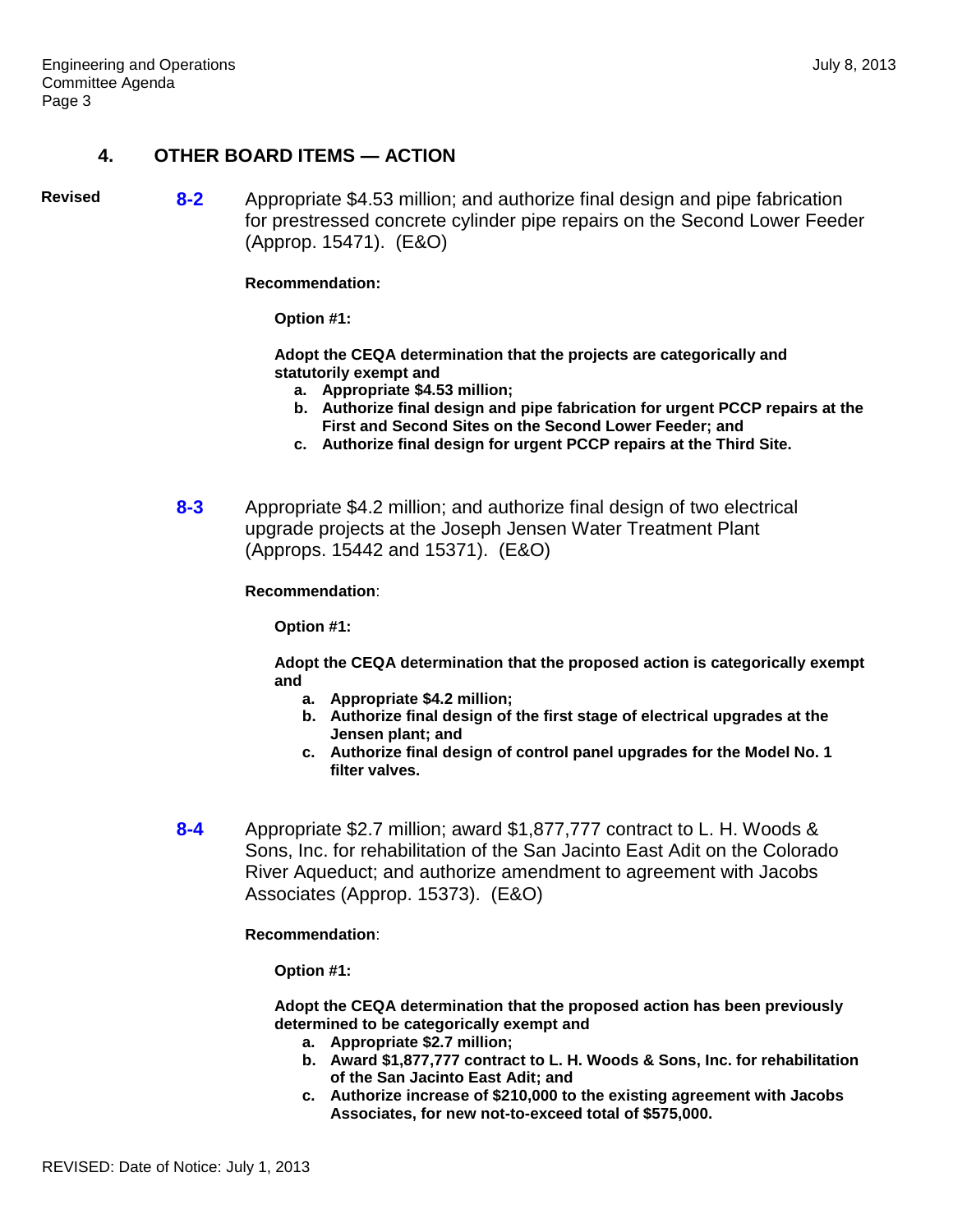## 4. OTHER BOARD ITEMS — ACTION

Revised **8-2** Appropriate $4.53 million; and authorize final design and pipe fabrication for prestressed concrete cylinder pipe repairs on the Second Lower Feeder (Approp. 15471). (E&O)

**Recommendation:**

**Option #1:**

**Adopt the CEQA determination that the projects are categorically and statutorily exempt and**

- **a. Appropriate $4.53 million;**
- **b. Authorize final design and pipe fabrication for urgent PCCP repairs at the First and Second Sites on the Second Lower Feeder; and**
- **c. Authorize final design for urgent PCCP repairs at the Third Site.**

**8-3** Appropriate $4.2 million; and authorize final design of two electrical upgrade projects at the Joseph Jensen Water Treatment Plant (Approps. 15442 and 15371). (E&O)

**Recommendation**:

**Option #1:**

**Adopt the CEQA determination that the proposed action is categorically exempt and**

- **a. Appropriate $4.2 million;**
- **b. Authorize final design of the first stage of electrical upgrades at the Jensen plant; and**
- **c. Authorize final design of control panel upgrades for the Model No. 1 filter valves.**

**8-4** Appropriate $2.7 million; award $1,877,777 contract to L. H. Woods & Sons, Inc. for rehabilitation of the San Jacinto East Adit on the Colorado River Aqueduct; and authorize amendment to agreement with Jacobs Associates (Approp. 15373). (E&O)

**Recommendation**:

**Option #1:**

**Adopt the CEQA determination that the proposed action has been previously determined to be categorically exempt and**

- **a. Appropriate $2.7 million;**
- **b. Award $1,877,777 contract to L. H. Woods & Sons, Inc. for rehabilitation of the San Jacinto East Adit; and**
- **c. Authorize increase of $210,000 to the existing agreement with Jacobs Associates, for new not-to-exceed total of $575,000.**

REVISED: Date of Notice: July 1, 2013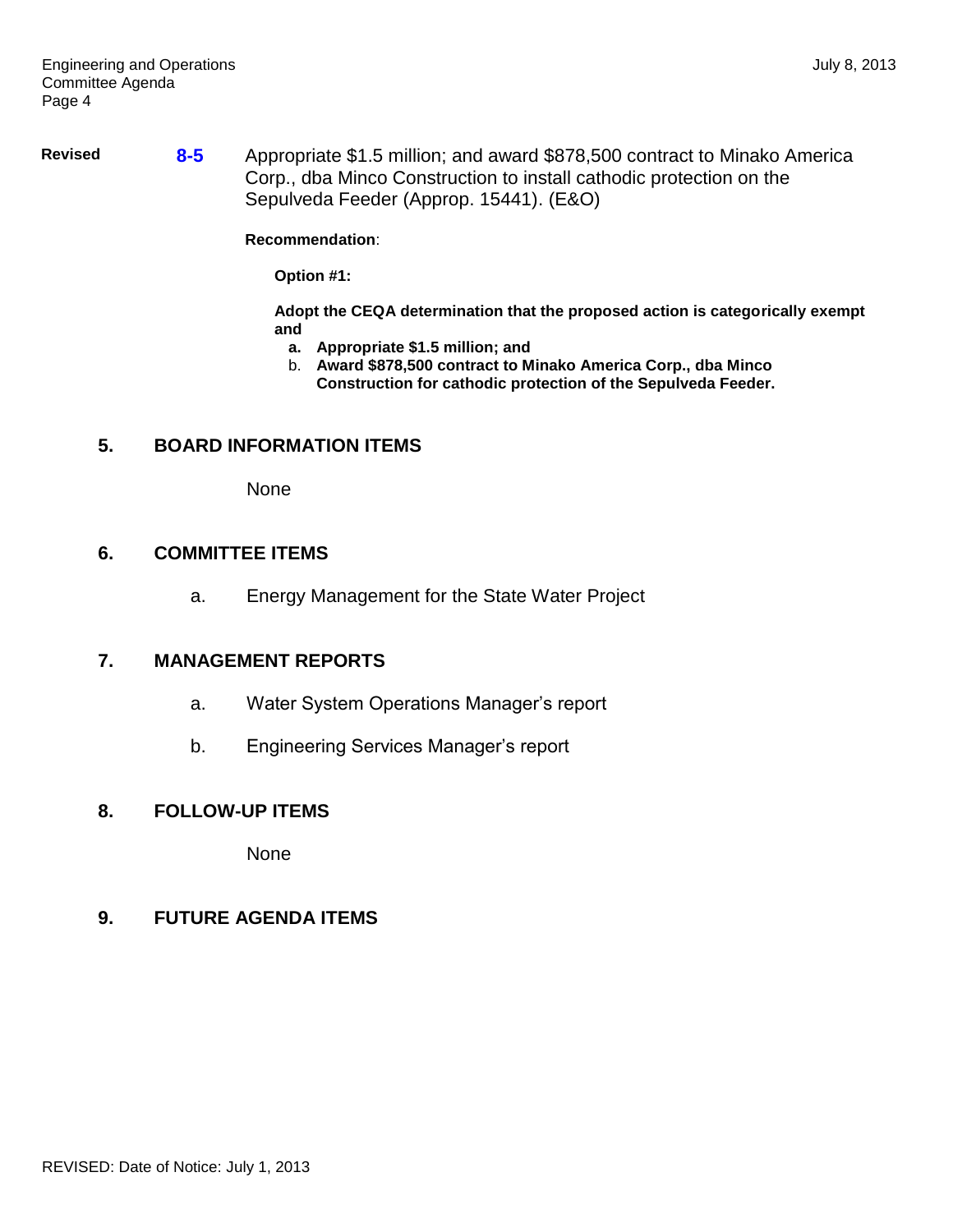**Revised** **8-5** Appropriate $1.5 million; and award $878,500 contract to Minako America Corp., dba Minco Construction to install cathodic protection on the Sepulveda Feeder (Approp. 15441). (E&O)

**Recommendation**:

**Option #1:**

**Adopt the CEQA determination that the proposed action is categorically exempt and**

- **a. Appropriate $1.5 million; and**
- b. **Award $878,500 contract to Minako America Corp., dba Minco Construction for cathodic protection of the Sepulveda Feeder.**

## 5. BOARD INFORMATION ITEMS

None

## 6. COMMITTEE ITEMS

a. Energy Management for the State Water Project

## 7. MANAGEMENT REPORTS

a. Water System Operations Manager's report

b. Engineering Services Manager's report

## 8. FOLLOW-UP ITEMS

None

## 9. FUTURE AGENDA ITEMS

REVISED: Date of Notice: July 1, 2013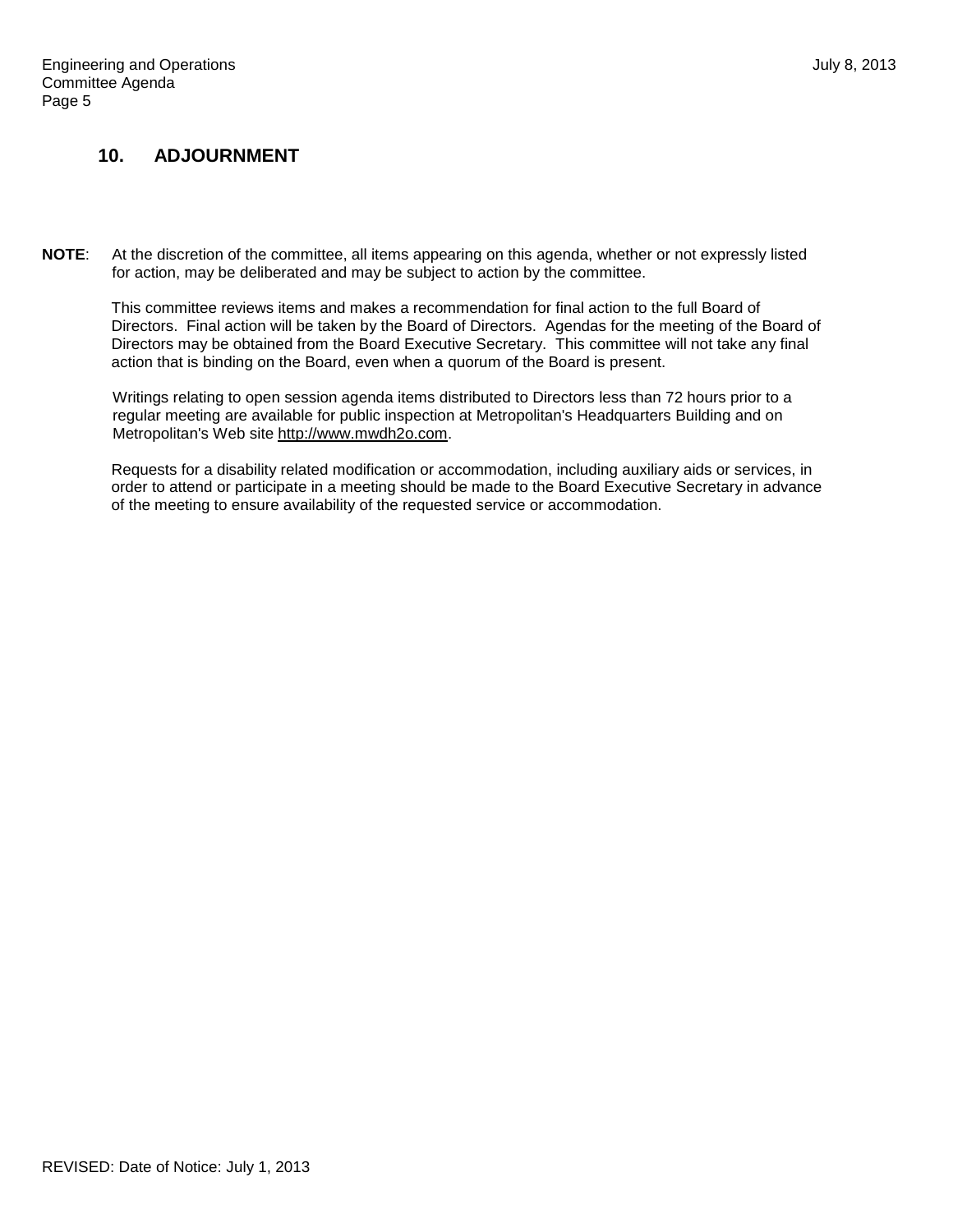## 10. ADJOURNMENT

**NOTE**: At the discretion of the committee, all items appearing on this agenda, whether or not expressly listed for action, may be deliberated and may be subject to action by the committee.

This committee reviews items and makes a recommendation for final action to the full Board of Directors. Final action will be taken by the Board of Directors. Agendas for the meeting of the Board of Directors may be obtained from the Board Executive Secretary. This committee will not take any final action that is binding on the Board, even when a quorum of the Board is present.

Writings relating to open session agenda items distributed to Directors less than 72 hours prior to a regular meeting are available for public inspection at Metropolitan's Headquarters Building and on Metropolitan's Web site http://www.mwdh2o.com.

Requests for a disability related modification or accommodation, including auxiliary aids or services, in order to attend or participate in a meeting should be made to the Board Executive Secretary in advance of the meeting to ensure availability of the requested service or accommodation.

REVISED: Date of Notice: July 1, 2013